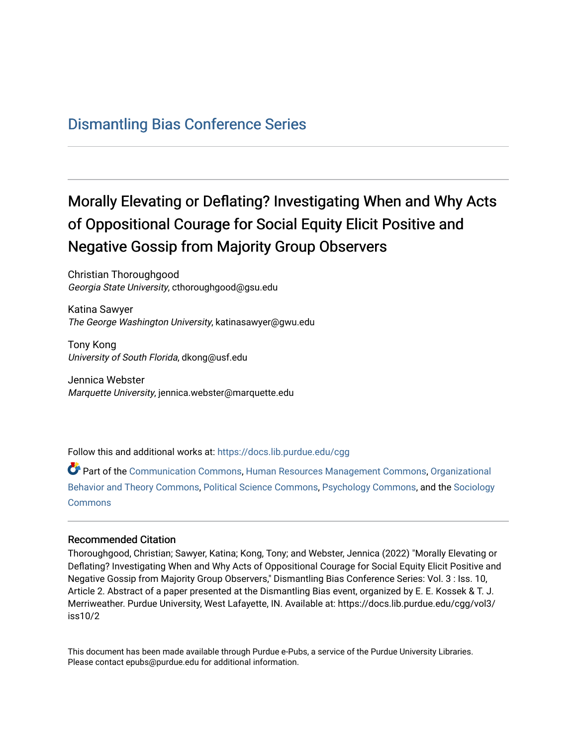Dismantling Bias Conference Series

# Morally Elevating or Deflating? Investigating When and Why Acts of Oppositional Courage for Social Equity Elicit Positive and Negative Gossip from Majority Group Observers

Christian Thoroughgood
*Georgia State University*, cthoroughgood@gsu.edu

Katina Sawyer
*The George Washington University*, katinasawyer@gwu.edu

Tony Kong
*University of South Florida*, dkong@usf.edu

Jennica Webster
*Marquette University*, jennica.webster@marquette.edu

Follow this and additional works at: https://docs.lib.purdue.edu/cgg

Part of the Communication Commons, Human Resources Management Commons, Organizational Behavior and Theory Commons, Political Science Commons, Psychology Commons, and the Sociology Commons

### Recommended Citation

Thoroughgood, Christian; Sawyer, Katina; Kong, Tony; and Webster, Jennica (2022) "Morally Elevating or Deflating? Investigating When and Why Acts of Oppositional Courage for Social Equity Elicit Positive and Negative Gossip from Majority Group Observers," Dismantling Bias Conference Series: Vol. 3 : Iss. 10, Article 2. Abstract of a paper presented at the Dismantling Bias event, organized by E. E. Kossek & T. J. Merriweather. Purdue University, West Lafayette, IN. Available at: https://docs.lib.purdue.edu/cgg/vol3/iss10/2

This document has been made available through Purdue e-Pubs, a service of the Purdue University Libraries. Please contact epubs@purdue.edu for additional information.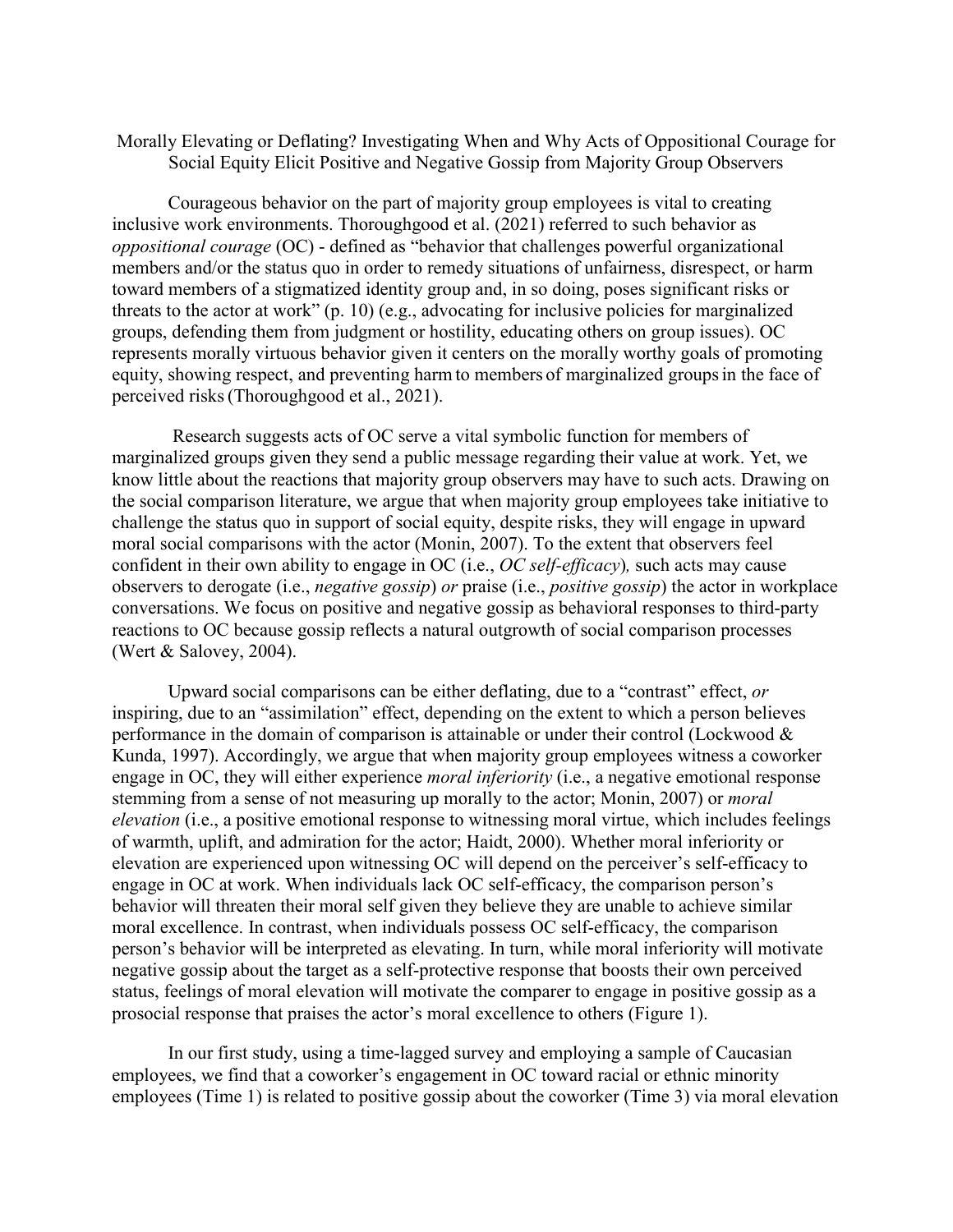Morally Elevating or Deflating? Investigating When and Why Acts of Oppositional Courage for Social Equity Elicit Positive and Negative Gossip from Majority Group Observers

Courageous behavior on the part of majority group employees is vital to creating inclusive work environments. Thoroughgood et al. (2021) referred to such behavior as *oppositional courage* (OC) - defined as "behavior that challenges powerful organizational members and/or the status quo in order to remedy situations of unfairness, disrespect, or harm toward members of a stigmatized identity group and, in so doing, poses significant risks or threats to the actor at work" (p. 10) (e.g., advocating for inclusive policies for marginalized groups, defending them from judgment or hostility, educating others on group issues). OC represents morally virtuous behavior given it centers on the morally worthy goals of promoting equity, showing respect, and preventing harm to members of marginalized groups in the face of perceived risks (Thoroughgood et al., 2021).

Research suggests acts of OC serve a vital symbolic function for members of marginalized groups given they send a public message regarding their value at work. Yet, we know little about the reactions that majority group observers may have to such acts. Drawing on the social comparison literature, we argue that when majority group employees take initiative to challenge the status quo in support of social equity, despite risks, they will engage in upward moral social comparisons with the actor (Monin, 2007). To the extent that observers feel confident in their own ability to engage in OC (i.e., *OC self-efficacy*), such acts may cause observers to derogate (i.e., *negative gossip*) *or* praise (i.e., *positive gossip*) the actor in workplace conversations. We focus on positive and negative gossip as behavioral responses to third-party reactions to OC because gossip reflects a natural outgrowth of social comparison processes (Wert & Salovey, 2004).

Upward social comparisons can be either deflating, due to a "contrast" effect, *or* inspiring, due to an "assimilation" effect, depending on the extent to which a person believes performance in the domain of comparison is attainable or under their control (Lockwood & Kunda, 1997). Accordingly, we argue that when majority group employees witness a coworker engage in OC, they will either experience *moral inferiority* (i.e., a negative emotional response stemming from a sense of not measuring up morally to the actor; Monin, 2007) or *moral elevation* (i.e., a positive emotional response to witnessing moral virtue, which includes feelings of warmth, uplift, and admiration for the actor; Haidt, 2000). Whether moral inferiority or elevation are experienced upon witnessing OC will depend on the perceiver's self-efficacy to engage in OC at work. When individuals lack OC self-efficacy, the comparison person's behavior will threaten their moral self given they believe they are unable to achieve similar moral excellence. In contrast, when individuals possess OC self-efficacy, the comparison person's behavior will be interpreted as elevating. In turn, while moral inferiority will motivate negative gossip about the target as a self-protective response that boosts their own perceived status, feelings of moral elevation will motivate the comparer to engage in positive gossip as a prosocial response that praises the actor's moral excellence to others (Figure 1).

In our first study, using a time-lagged survey and employing a sample of Caucasian employees, we find that a coworker's engagement in OC toward racial or ethnic minority employees (Time 1) is related to positive gossip about the coworker (Time 3) via moral elevation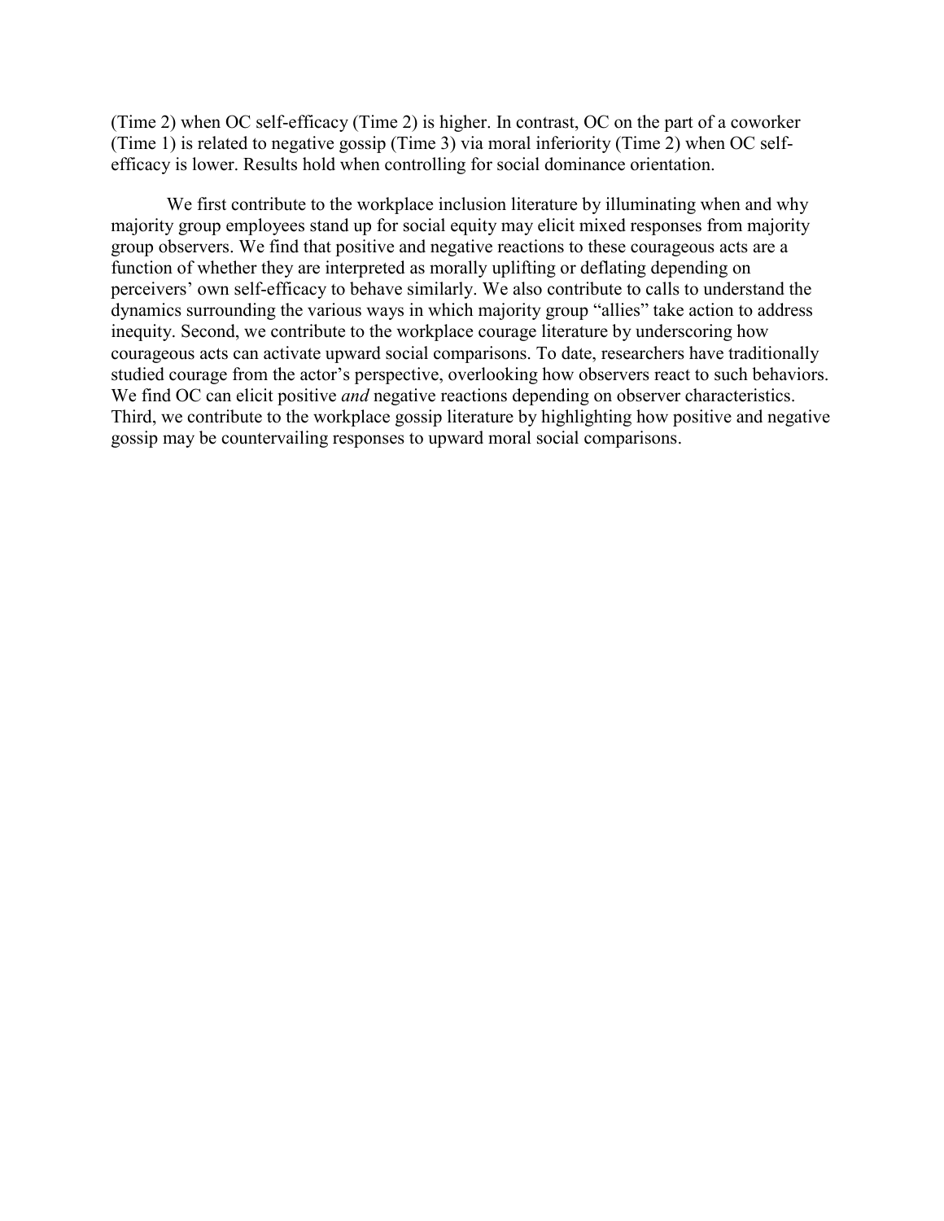(Time 2) when OC self-efficacy (Time 2) is higher. In contrast, OC on the part of a coworker (Time 1) is related to negative gossip (Time 3) via moral inferiority (Time 2) when OC self-efficacy is lower. Results hold when controlling for social dominance orientation.

We first contribute to the workplace inclusion literature by illuminating when and why majority group employees stand up for social equity may elicit mixed responses from majority group observers. We find that positive and negative reactions to these courageous acts are a function of whether they are interpreted as morally uplifting or deflating depending on perceivers' own self-efficacy to behave similarly. We also contribute to calls to understand the dynamics surrounding the various ways in which majority group "allies" take action to address inequity. Second, we contribute to the workplace courage literature by underscoring how courageous acts can activate upward social comparisons. To date, researchers have traditionally studied courage from the actor's perspective, overlooking how observers react to such behaviors. We find OC can elicit positive *and* negative reactions depending on observer characteristics. Third, we contribute to the workplace gossip literature by highlighting how positive and negative gossip may be countervailing responses to upward moral social comparisons.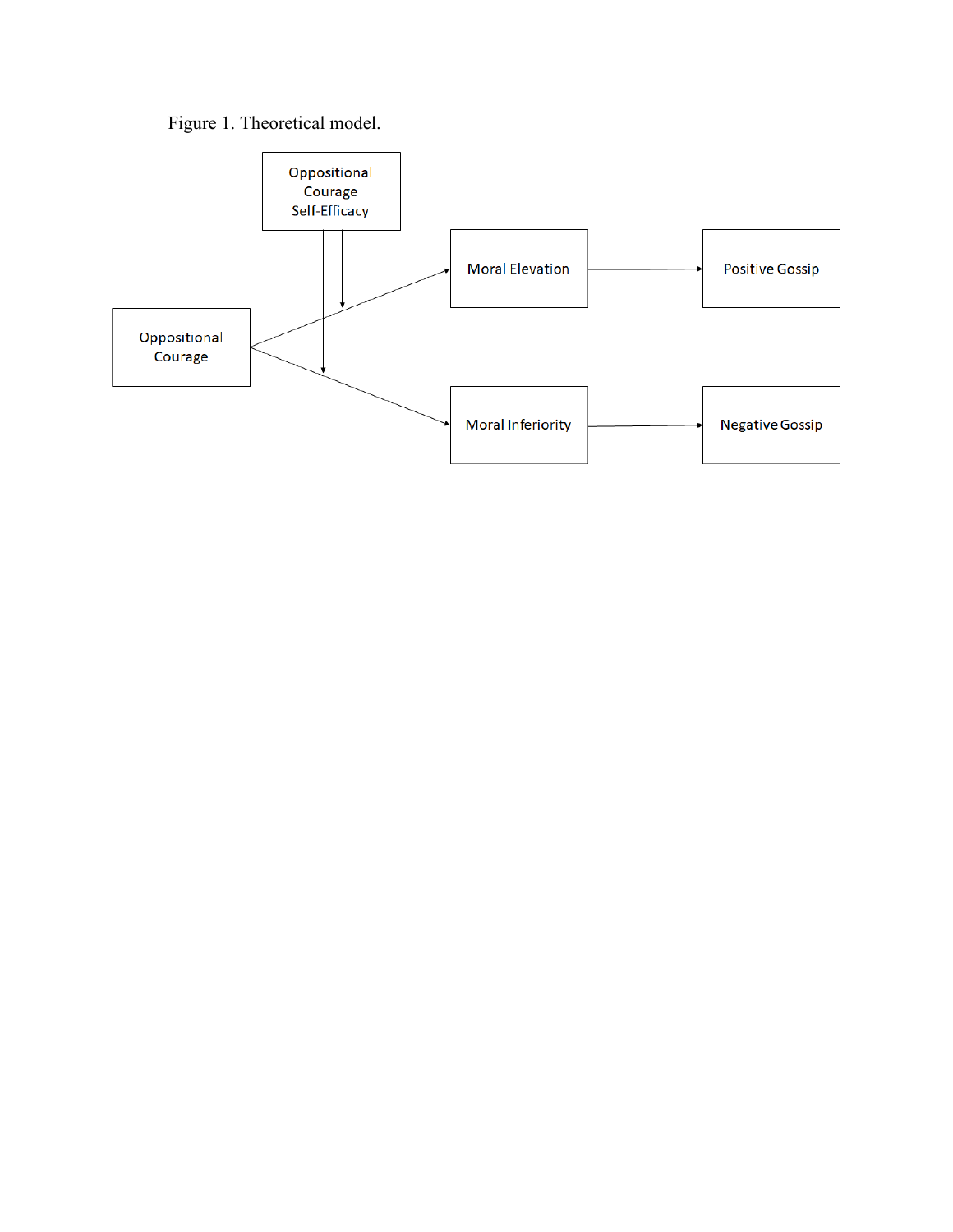Figure 1. Theoretical model.

Oppositional Courage Self-Efficacy

Oppositional Courage

Moral Elevation

Positive Gossip

Moral Inferiority

Negative Gossip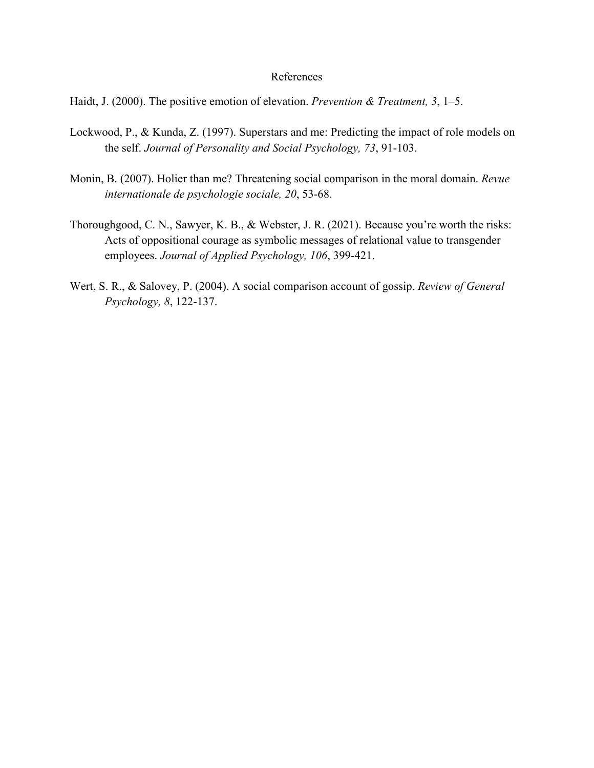# References

Haidt, J. (2000). The positive emotion of elevation. *Prevention & Treatment, 3*, 1–5.

Lockwood, P., & Kunda, Z. (1997). Superstars and me: Predicting the impact of role models on the self. *Journal of Personality and Social Psychology, 73*, 91-103.

Monin, B. (2007). Holier than me? Threatening social comparison in the moral domain. *Revue internationale de psychologie sociale, 20*, 53-68.

Thoroughgood, C. N., Sawyer, K. B., & Webster, J. R. (2021). Because you're worth the risks: Acts of oppositional courage as symbolic messages of relational value to transgender employees. *Journal of Applied Psychology, 106*, 399-421.

Wert, S. R., & Salovey, P. (2004). A social comparison account of gossip. *Review of General Psychology, 8*, 122-137.